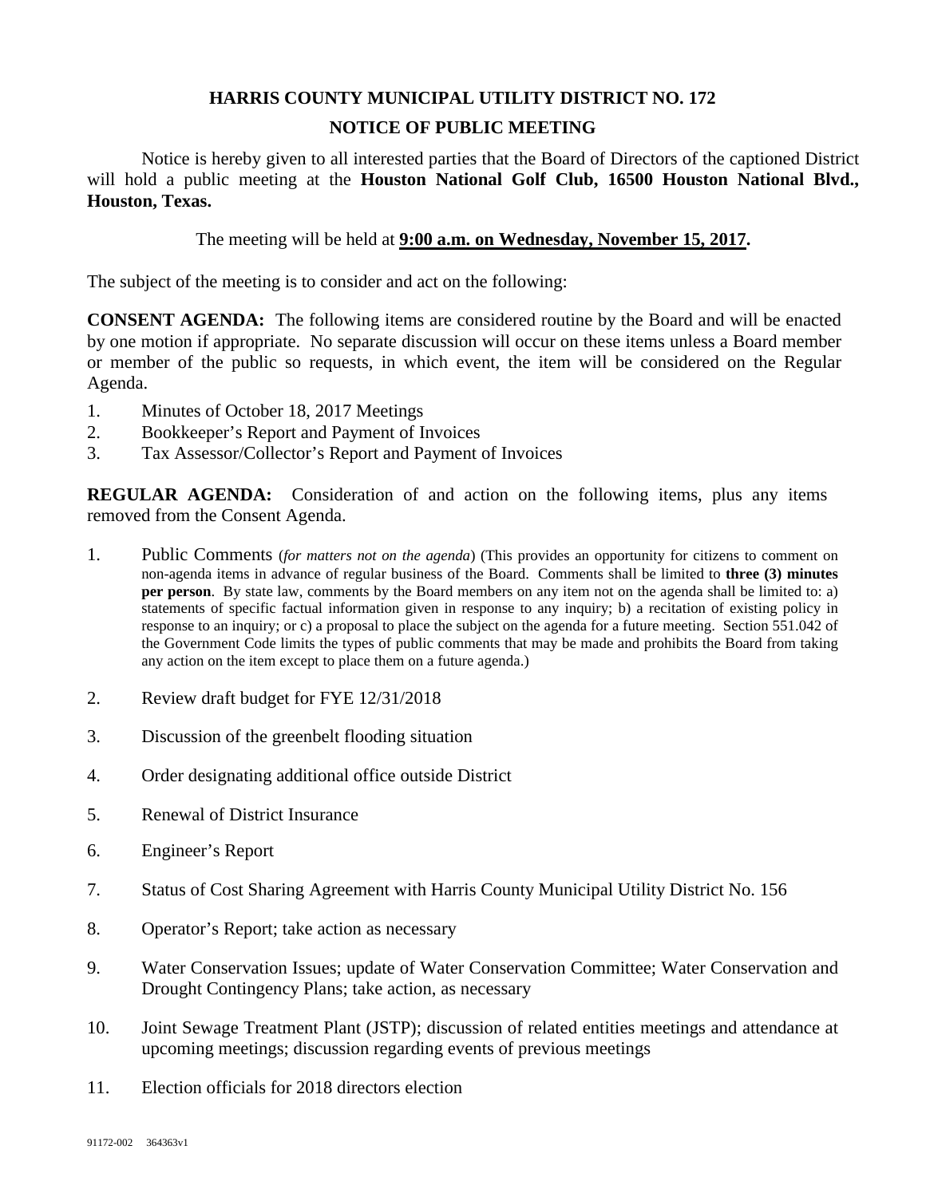# HARRIS COUNTY MUNICIPAL UTILITY DISTRICT NO. 172

## NOTICE OF PUBLIC MEETING

Notice is hereby given to all interested parties that the Board of Directors of the captioned District will hold a public meeting at the **Houston National Golf Club, 16500 Houston National Blvd., Houston, Texas.**

The meeting will be held at **9:00 a.m. on Wednesday, November 15, 2017.**

The subject of the meeting is to consider and act on the following:

**CONSENT AGENDA:** The following items are considered routine by the Board and will be enacted by one motion if appropriate. No separate discussion will occur on these items unless a Board member or member of the public so requests, in which event, the item will be considered on the Regular Agenda.

1. Minutes of October 18, 2017 Meetings
2. Bookkeeper's Report and Payment of Invoices
3. Tax Assessor/Collector's Report and Payment of Invoices

**REGULAR AGENDA:** Consideration of and action on the following items, plus any items removed from the Consent Agenda.

1. Public Comments (*for matters not on the agenda*) (This provides an opportunity for citizens to comment on non-agenda items in advance of regular business of the Board. Comments shall be limited to **three (3) minutes per person**. By state law, comments by the Board members on any item not on the agenda shall be limited to: a) statements of specific factual information given in response to any inquiry; b) a recitation of existing policy in response to an inquiry; or c) a proposal to place the subject on the agenda for a future meeting. Section 551.042 of the Government Code limits the types of public comments that may be made and prohibits the Board from taking any action on the item except to place them on a future agenda.)

2. Review draft budget for FYE 12/31/2018

3. Discussion of the greenbelt flooding situation

4. Order designating additional office outside District

5. Renewal of District Insurance

6. Engineer's Report

7. Status of Cost Sharing Agreement with Harris County Municipal Utility District No. 156

8. Operator's Report; take action as necessary

9. Water Conservation Issues; update of Water Conservation Committee; Water Conservation and Drought Contingency Plans; take action, as necessary

10. Joint Sewage Treatment Plant (JSTP); discussion of related entities meetings and attendance at upcoming meetings; discussion regarding events of previous meetings

11. Election officials for 2018 directors election

91172-002 364363v1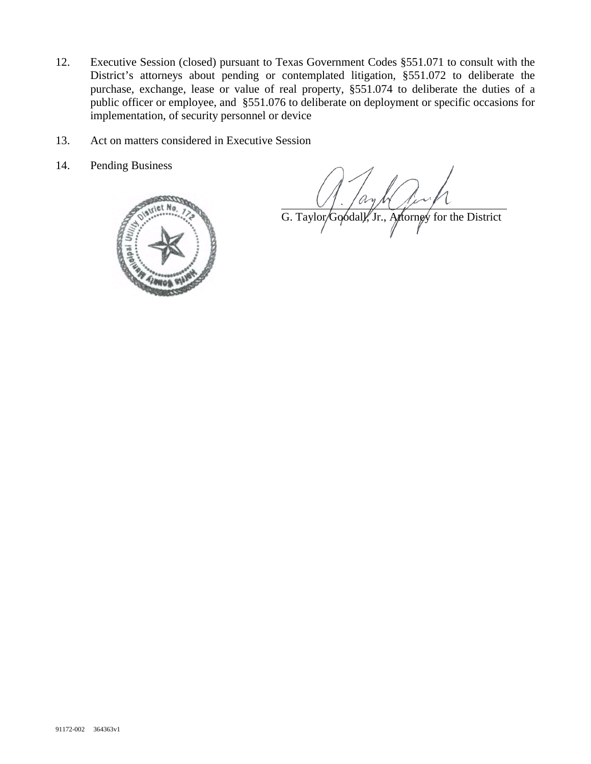12. Executive Session (closed) pursuant to Texas Government Codes §551.071 to consult with the District's attorneys about pending or contemplated litigation, §551.072 to deliberate the purchase, exchange, lease or value of real property, §551.074 to deliberate the duties of a public officer or employee, and §551.076 to deliberate on deployment or specific occasions for implementation, of security personnel or device

13. Act on matters considered in Executive Session

14. Pending Business

G. Taylor Goodall, Jr., Attorney for the District

91172-002 364363v1